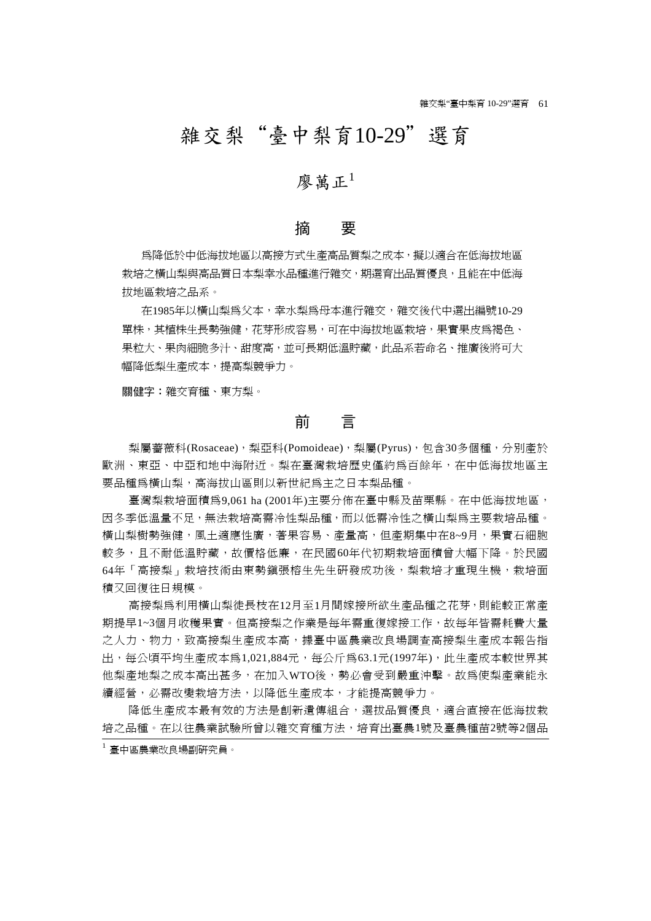# 雜交梨“臺中梨育10-29”選育

廖萬正[1]

## 摘　要

爲降低於中低海拔地區以高接方式生產高品質梨之成本，擬以適合在低海拔地區栽培之橫山梨與高品質日本梨幸水品種進行雜交，期選育出品質優良，且能在中低海拔地區栽培之品系。

在1985年以橫山梨爲父本，幸水梨爲母本進行雜交，雜交後代中選出編號10-29單株，其植株生長勢強健，花芽形成容易，可在中海拔地區栽培，果實果皮爲褐色、果粒大、果肉細脆多汁、甜度高，並可長期低溫貯藏，此品系若命名、推廣後將可大幅降低梨生產成本，提高梨競爭力。

**關鍵字：**雜交育種、東方梨。

## 前　言

梨屬薔薇科(Rosaceae)，梨亞科(Pomoideae)，梨屬(Pyrus)，包含30多個種，分別產於歐洲、東亞、中亞和地中海附近。梨在臺灣栽培歷史僅約爲百餘年，在中低海拔地區主要品種爲橫山梨，高海拔山區則以新世紀爲主之日本梨品種。

臺灣梨栽培面積爲9,061 ha (2001年)主要分佈在臺中縣及苗栗縣。在中低海拔地區，因冬季低溫量不足，無法栽培高需冷性梨品種，而以低需冷性之橫山梨爲主要栽培品種。橫山梨樹勢強健，風土適應性廣，著果容易、產量高，但產期集中在8~9月，果實石細胞較多，且不耐低溫貯藏，故價格低廉，在民國60年代初期栽培面積曾大幅下降。於民國64年「高接梨」栽培技術由東勢鎮張榕生先生研發成功後，梨栽培才重現生機，栽培面積又回復往日規模。

高接梨爲利用橫山梨徒長枝在12月至1月間嫁接所欲生產品種之花芽，則能較正常產期提早1~3個月收穫果實。但高接梨之作業是每年需重復嫁接工作，故每年皆需耗費大量之人力、物力，致高接梨生產成本高，據臺中區農業改良場調查高接梨生產成本報告指出，每公頃平均生產成本爲1,021,884元，每公斤爲63.1元(1997年)，此生產成本較世界其他梨產地梨之成本高出甚多，在加入WTO後，勢必會受到嚴重沖擊。故爲使梨產業能永續經營，必需改變栽培方法，以降低生產成本，才能提高競爭力。

降低生產成本最有效的方法是創新遺傳組合，選拔品質優良，適合直接在低海拔栽培之品種。在以往農業試驗所曾以雜交育種方法，培育出臺農1號及臺農種苗2號等2個品

[1] 臺中區農業改良場副研究員。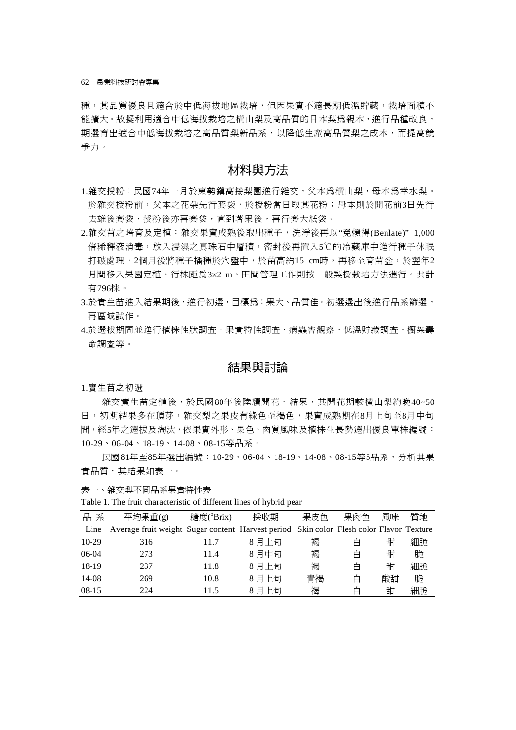種，其品質優良且適合於中低海拔地區栽培，但因果實不適長期低溫貯藏，栽培面積不能擴大。故擬利用適合中低海拔栽培之橫山梨及高品質的日本梨爲親本，進行品種改良，期選育出適合中低海拔栽培之高品質梨新品系，以降低生產高品質梨之成本，而提高競爭力。

## 材料與方法

1. 雜交授粉：民國74年一月於東勢鎮高接梨園進行雜交，父本爲橫山梨，母本爲幸水梨。於雜交授粉前，父本之花朵先行套袋，於授粉當日取其花粉；母本則於開花前3日先行去雄後套袋，授粉後亦再套袋，直到著果後，再行套大紙袋。
2. 雜交苗之培育及定植：雜交果實成熟後取出種子，洗淨後再以“免賴得(Benlate)” 1,000倍稀釋液消毒，放入浸濕之真珠石中層積，密封後再置入5℃的冷藏庫中進行種子休眠打破處理，2個月後將種子播種於穴盤中，於苗高約15 cm時，再移至育苗盆，於翌年2月間移入果園定植。行株距爲3×2 m。田間管理工作則按一般梨樹栽培方法進行。共計有796株。
3. 於實生苗進入結果期後，進行初選，目標爲：果大、品質佳。初選選出後進行品系篩選，再區域試作。
4. 於選拔期間並進行植株性狀調查、果實特性調查、病蟲害觀察、低溫貯藏調查、櫥架壽命調查等。

## 結果與討論

1. 實生苗之初選

雜交實生苗定植後，於民國80年後陸續開花、結果，其開花期較橫山梨約晚40~50日，初期結果多在頂芽，雜交梨之果皮有綠色至褐色，果實成熟期在8月上旬至8月中旬間，經5年之選拔及淘汰，依果實外形、果色、肉質風味及植株生長勢選出優良單株編號：10-29、06-04、18-19、14-08、08-15等品系。

民國81年至85年選出編號：10-29、06-04、18-19、14-08、08-15等5品系，分析其果實品質，其結果如表一。

表一、雜交梨不同品系果實特性表

Table 1. The fruit characteristic of different lines of hybrid pear

| 品 系<br>Line | 平均果重(g)<br>Average fruit weight | 糖度(°Brix)<br>Sugar content | 採收期<br>Harvest period | 果皮色<br>Skin color | 果肉色<br>Flesh color | 風味<br>Flavor | 質地<br>Texture |
|---|---|---|---|---|---|---|---|
| 10-29 | 316 | 11.7 | 8 月上旬 | 褐 | 白 | 甜 | 細脆 |
| 06-04 | 273 | 11.4 | 8 月中旬 | 褐 | 白 | 甜 | 脆 |
| 18-19 | 237 | 11.8 | 8 月上旬 | 褐 | 白 | 甜 | 細脆 |
| 14-08 | 269 | 10.8 | 8 月上旬 | 青褐 | 白 | 酸甜 | 脆 |
| 08-15 | 224 | 11.5 | 8 月上旬 | 褐 | 白 | 甜 | 細脆 |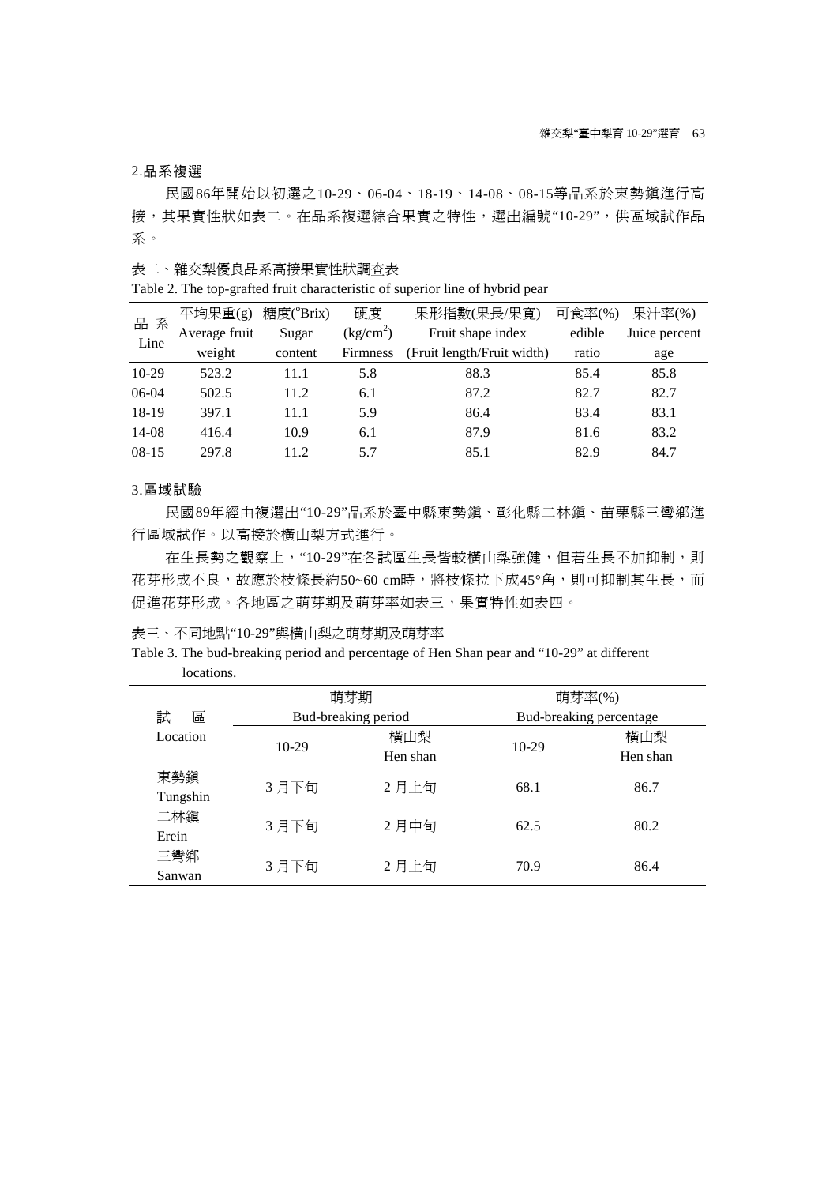2.品系複選

民國86年開始以初選之10-29、06-04、18-19、14-08、08-15等品系於東勢鎮進行高接，其果實性狀如表二。在品系複選綜合果實之特性，選出編號“10-29”，供區域試作品系。

表二、雜交梨優良品系高接果實性狀調查表

Table 2. The top-grafted fruit characteristic of superior line of hybrid pear

| 品系 Line | 平均果重(g) Average fruit weight | 糖度(°Brix) Sugar content | 硬度 ($kg/cm^2$) Firmness | 果形指數(果長/果寬) Fruit shape index (Fruit length/Fruit width) | 可食率(%) edible ratio | 果汁率(%) Juice percent age |
|---|---|---|---|---|---|---|
| 10-29 | 523.2 | 11.1 | 5.8 | 88.3 | 85.4 | 85.8 |
| 06-04 | 502.5 | 11.2 | 6.1 | 87.2 | 82.7 | 82.7 |
| 18-19 | 397.1 | 11.1 | 5.9 | 86.4 | 83.4 | 83.1 |
| 14-08 | 416.4 | 10.9 | 6.1 | 87.9 | 81.6 | 83.2 |
| 08-15 | 297.8 | 11.2 | 5.7 | 85.1 | 82.9 | 84.7 |

3.區域試驗

民國89年經由複選出“10-29”品系於臺中縣東勢鎮、彰化縣二林鎮、苗栗縣三彎鄉進行區域試作。以高接於橫山梨方式進行。

在生長勢之觀察上，“10-29”在各試區生長皆較橫山梨強健，但若生長不加抑制，則花芽形成不良，故應於枝條長約50~60 cm時，將枝條拉下成45°角，則可抑制其生長，而促進花芽形成。各地區之萌芽期及萌芽率如表三，果實特性如表四。

表三、不同地點“10-29”與橫山梨之萌芽期及萌芽率

Table 3. The bud-breaking period and percentage of Hen Shan pear and “10-29” at different locations.

| 試區 Location | 萌芽期 Bud-breaking period | | 萌芽率(%) Bud-breaking percentage | |
|---|---|---|---|---|
| | 10-29 | 橫山梨 Hen shan | 10-29 | 橫山梨 Hen shan |
| 東勢鎮 Tungshin | 3月下旬 | 2月上旬 | 68.1 | 86.7 |
| 二林鎮 Erein | 3月下旬 | 2月中旬 | 62.5 | 80.2 |
| 三彎鄉 Sanwan | 3月下旬 | 2月上旬 | 70.9 | 86.4 |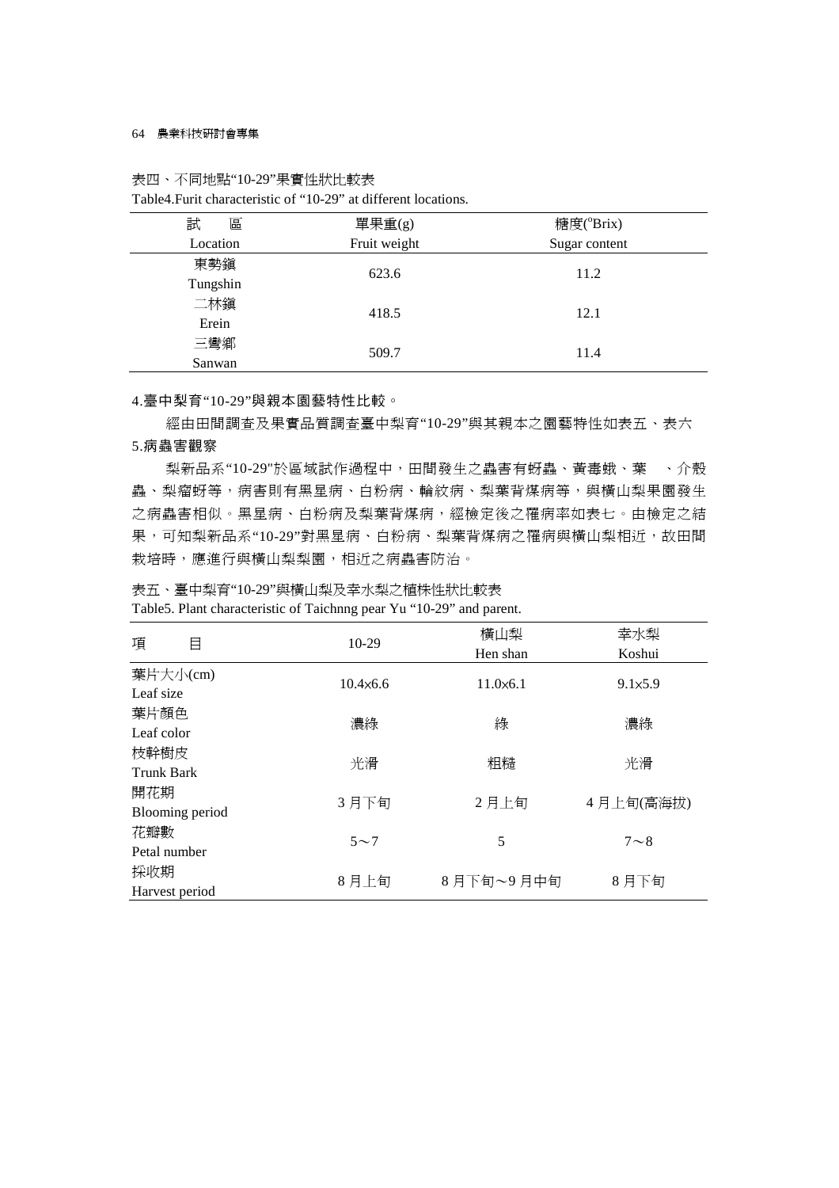表四、不同地點“10-29”果實性狀比較表

Table4.Furit characteristic of “10-29” at different locations.

| 試　　區 Location | 單果重(g) Fruit weight | 糖度(°Brix) Sugar content |
|---|---|---|
| 東勢鎮 Tungshin | 623.6 | 11.2 |
| 二林鎮 Erein | 418.5 | 12.1 |
| 三彎鄉 Sanwan | 509.7 | 11.4 |

4.臺中梨育“10-29”與親本園藝特性比較。

經由田間調查及果實品質調查臺中梨育“10-29”與其親本之園藝特性如表五、表六

5.病蟲害觀察

梨新品系“10-29"於區域試作過程中，田間發生之蟲害有蚜蟲、黃毒蛾、葉　、介殼蟲、梨瘤蚜等，病害則有黑星病、白粉病、輪紋病、梨葉背煤病等，與橫山梨果園發生之病蟲害相似。黑星病、白粉病及梨葉背煤病，經檢定後之罹病率如表七。由檢定之結果，可知梨新品系“10-29”對黑星病、白粉病、梨葉背煤病之罹病與橫山梨相近，故田間栽培時，應進行與橫山梨梨園，相近之病蟲害防治。

表五、臺中梨育“10-29”與橫山梨及幸水梨之植株性狀比較表

Table5. Plant characteristic of Taichnng pear Yu “10-29” and parent.

| 項　　目 | 10-29 | 橫山梨 Hen shan | 幸水梨 Koshui |
|---|---|---|---|
| 葉片大小(cm) Leaf size | 10.4x6.6 | 11.0x6.1 | 9.1x5.9 |
| 葉片顏色 Leaf color | 濃綠 | 綠 | 濃綠 |
| 枝幹樹皮 Trunk Bark | 光滑 | 粗糙 | 光滑 |
| 開花期 Blooming period | 3 月下旬 | 2 月上旬 | 4 月上旬(高海拔) |
| 花瓣數 Petal number | 5～7 | 5 | 7～8 |
| 採收期 Harvest period | 8 月上旬 | 8 月下旬～9 月中旬 | 8 月下旬 |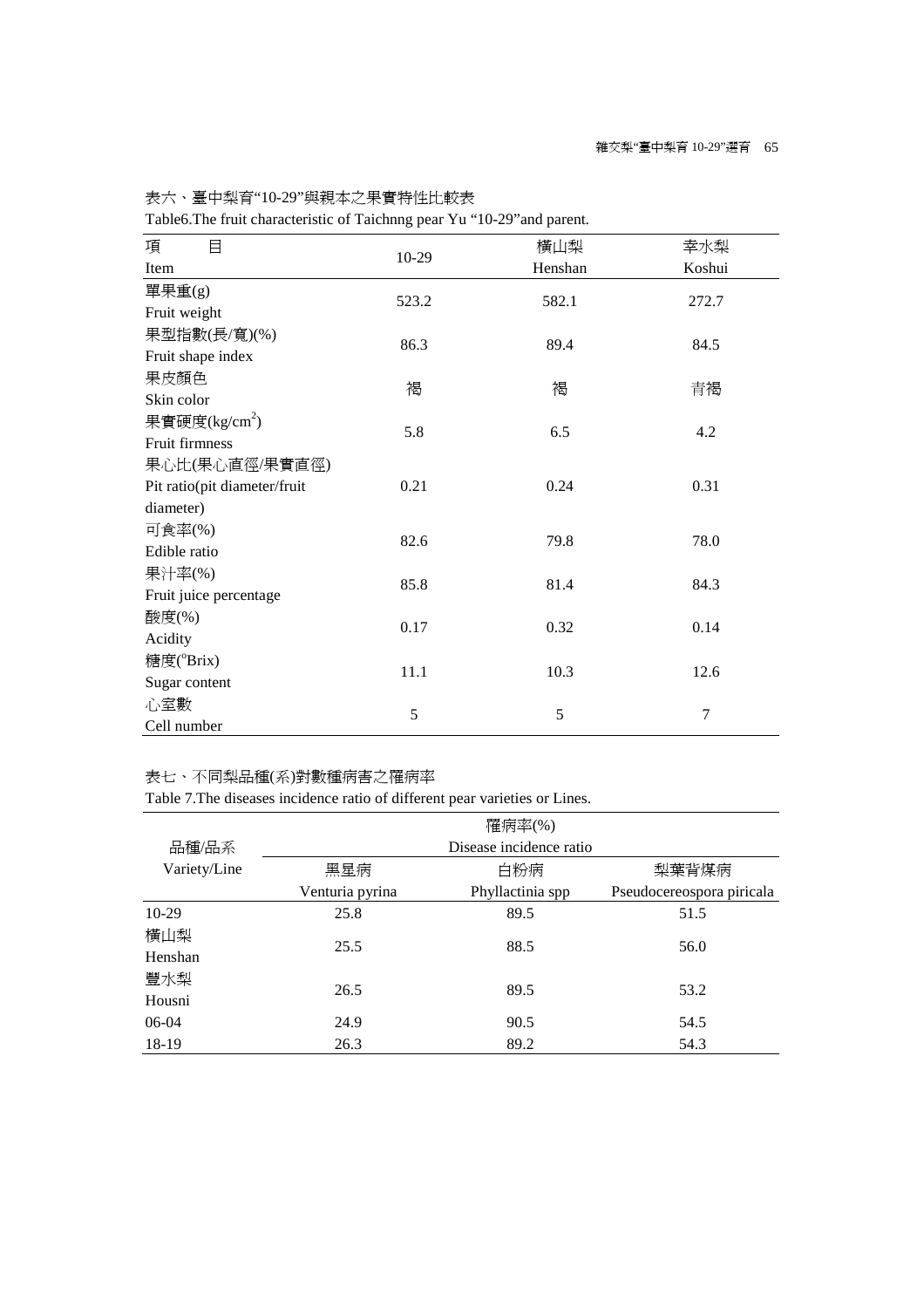表六、臺中梨育“10-29”與親本之果實特性比較表

Table6.The fruit characteristic of Taichnng pear Yu “10-29”and parent.

| 項　目<br>Item | 10-29 | 橫山梨<br>Henshan | 幸水梨<br>Koshui |
|---|---|---|---|
| 單果重(g)<br>Fruit weight | 523.2 | 582.1 | 272.7 |
| 果型指數(長/寬)(%)<br>Fruit shape index | 86.3 | 89.4 | 84.5 |
| 果皮顏色<br>Skin color | 褐 | 褐 | 青褐 |
| 果實硬度($kg/cm^2$)<br>Fruit firmness | 5.8 | 6.5 | 4.2 |
| 果心比(果心直徑/果實直徑)<br>Pit ratio(pit diameter/fruit diameter) | 0.21 | 0.24 | 0.31 |
| 可食率(%)<br>Edible ratio | 82.6 | 79.8 | 78.0 |
| 果汁率(%)<br>Fruit juice percentage | 85.8 | 81.4 | 84.3 |
| 酸度(%)<br>Acidity | 0.17 | 0.32 | 0.14 |
| 糖度($^{o}$Brix)<br>Sugar content | 11.1 | 10.3 | 12.6 |
| 心室數<br>Cell number | 5 | 5 | 7 |

表七、不同梨品種(系)對數種病害之罹病率

Table 7.The diseases incidence ratio of different pear varieties or Lines.

| 品種/品系<br>Variety/Line | 罹病率(%)<br>Disease incidence ratio | | |
|---|---|---|---|
| | 黑星病<br>Venturia pyrina | 白粉病<br>Phyllactinia spp | 梨葉背煤病<br>Pseudocereospora piricala |
| 10-29 | 25.8 | 89.5 | 51.5 |
| 橫山梨<br>Henshan | 25.5 | 88.5 | 56.0 |
| 豐水梨<br>Housni | 26.5 | 89.5 | 53.2 |
| 06-04 | 24.9 | 90.5 | 54.5 |
| 18-19 | 26.3 | 89.2 | 54.3 |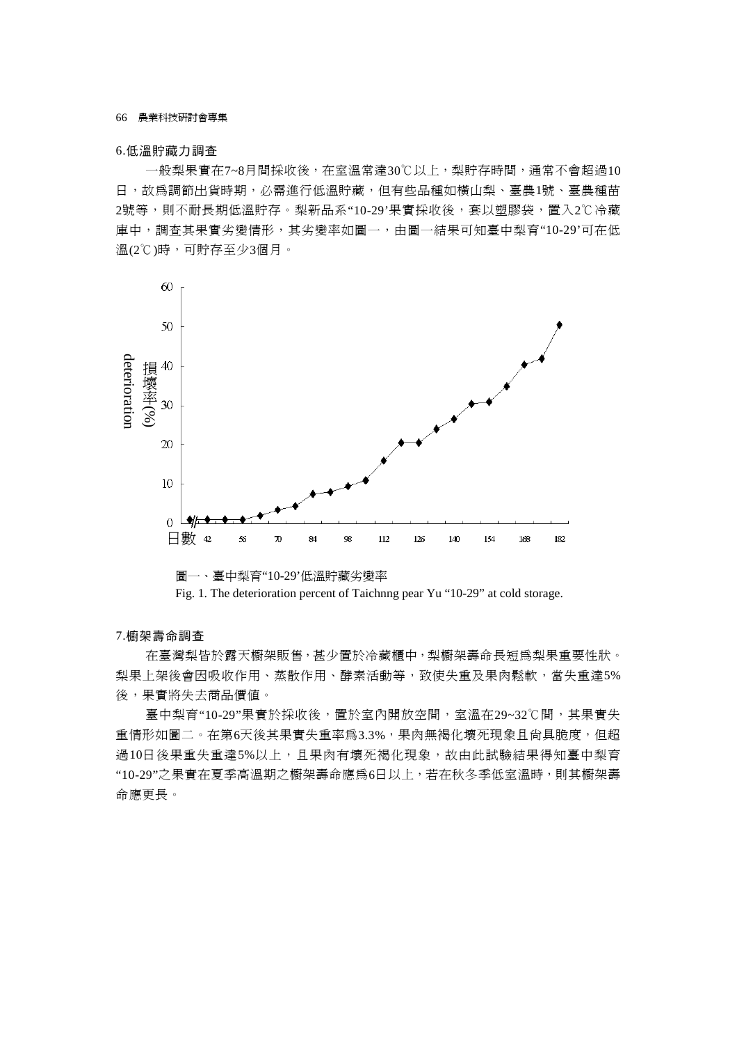6.低溫貯藏力調查

一般梨果實在7~8月間採收後，在室溫常達30℃以上，梨貯存時間，通常不會超過10日，故爲調節出貨時期，必需進行低溫貯藏，但有些品種如橫山梨、臺農1號、臺農種苗2號等，則不耐長期低溫貯存。梨新品系“10-29’果實採收後，套以塑膠袋，置入2℃冷藏庫中，調查其果實劣變情形，其劣變率如圖一，由圖一結果可知臺中梨育“10-29’可在低溫(2℃)時，可貯存至少3個月。

圖一、臺中梨育“10-29’低溫貯藏劣變率

Fig. 1. The deterioration percent of Taichnng pear Yu “10-29” at cold storage.

7.櫥架壽命調查

在臺灣梨皆於露天櫥架販售，甚少置於冷藏櫃中，梨櫥架壽命長短爲梨果重要性狀。梨果上架後會因吸收作用、蒸散作用、酵素活動等，致使失重及果肉鬆軟，當失重達5%後，果實將失去商品價值。

臺中梨育“10-29”果實於採收後，置於室內開放空間，室溫在29~32℃間，其果實失重情形如圖二。在第6天後其果實失重率爲3.3%，果肉無褐化壞死現象且尚具脆度，但超過10日後果重失重達5%以上，且果肉有壞死褐化現象，故由此試驗結果得知臺中梨育“10-29”之果實在夏季高溫期之櫥架壽命應爲6日以上，若在秋冬季低室溫時，則其櫥架壽命應更長。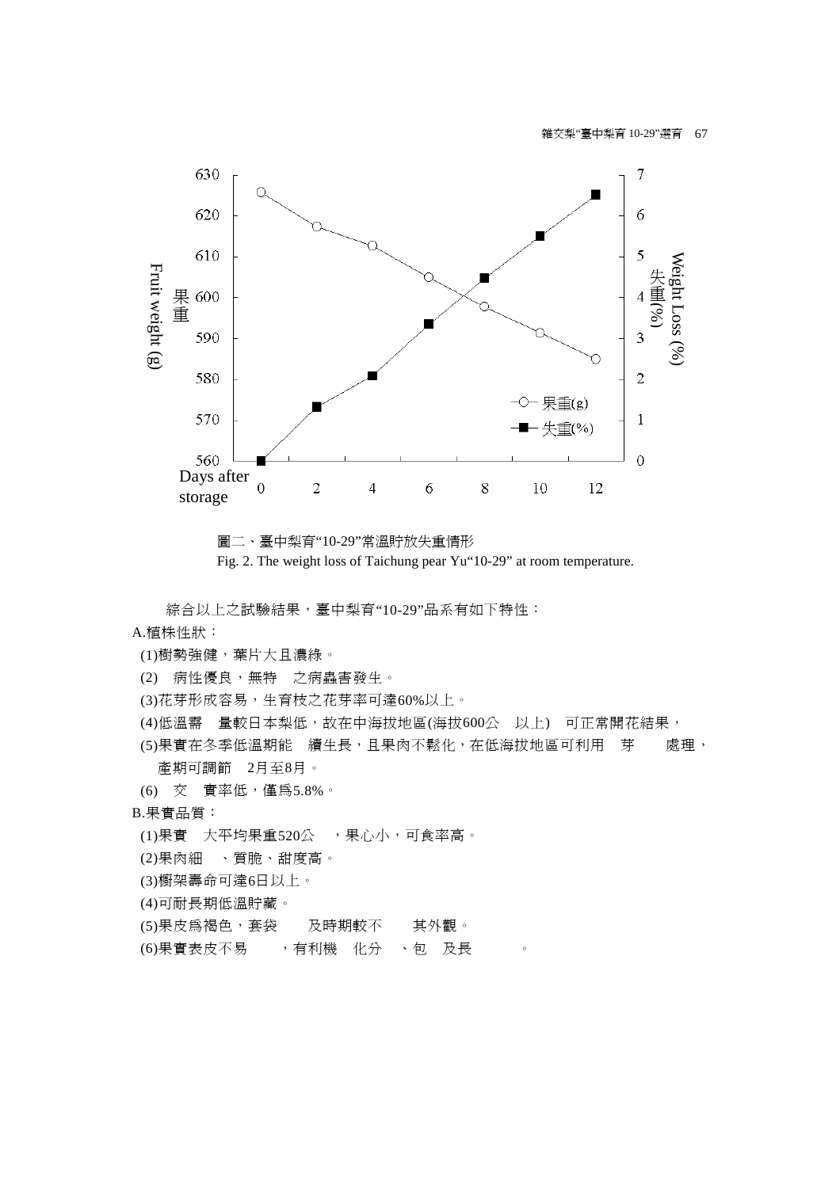圖二、臺中梨育"10-29"常溫貯放失重情形

Fig. 2. The weight loss of Taichung pear Yu"10-29" at room temperature.

綜合以上之試驗結果，臺中梨育"10-29"品系有如下特性：

A.植株性狀：

(1)樹勢強健，葉片大且濃綠。

(2) 病性優良，無特 之病蟲害發生。

(3)花芽形成容易，生育枝之花芽率可達60%以上。

(4)低溫需 量較日本梨低，故在中海拔地區(海拔600公 以上) 可正常開花結果，

(5)果實在冬季低溫期能 續生長，且果肉不鬆化，在低海拔地區可利用 芽 處理，產期可調節 2月至8月。

(6) 交 實率低，僅爲5.8%。

B.果實品質：

(1)果實 大平均果重520公 ，果心小，可食率高。

(2)果肉細 、質脆、甜度高。

(3)櫥架壽命可達6日以上。

(4)可耐長期低溫貯藏。

(5)果皮爲褐色，套袋 及時期較不 其外觀。

(6)果實表皮不易 ，有利機 化分 、包 及長 。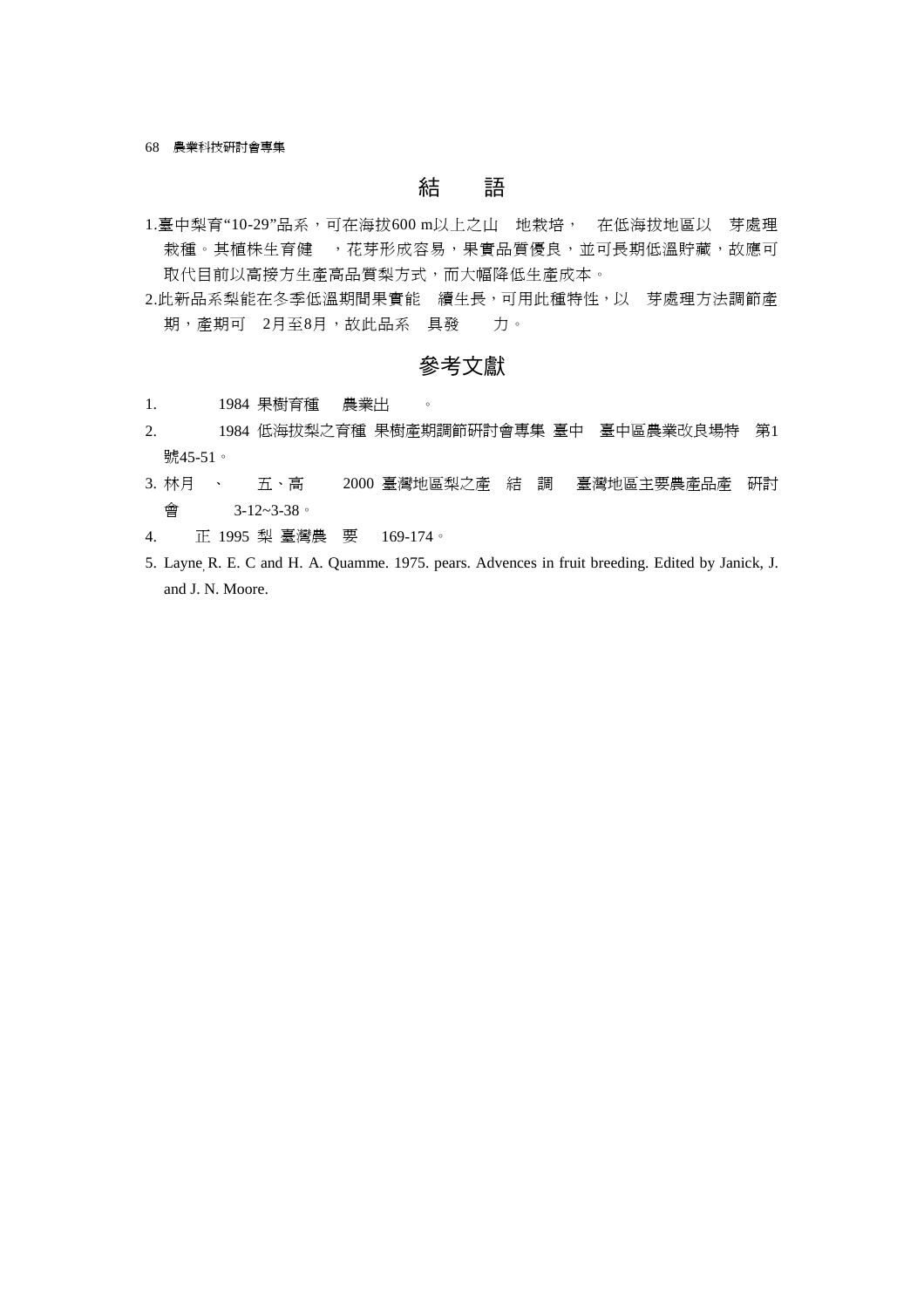## 結　語

1.臺中梨育“10-29”品系，可在海拔600 m以上之山　地栽培，　在低海拔地區以　芽處理栽種。其植株生育健　，花芽形成容易，果實品質優良，並可長期低溫貯藏，故應可取代目前以高接方生產高品質梨方式，而大幅降低生產成本。

2.此新品系梨能在冬季低溫期間果實能　續生長，可用此種特性，以　芽處理方法調節產期，產期可　2月至8月，故此品系　具發　　力。

## 參考文獻

1. 　　1984 果樹育種　農業出　　。
2. 　　1984 低海拔梨之育種 果樹產期調節研討會專集 臺中　臺中區農業改良場特　第1號45-51。
3. 林月　、　五、高　　2000 臺灣地區梨之產　結　調　臺灣地區主要農產品產　研討會　　3-12~3-38。
4. 　正 1995 梨 臺灣農　要　169-174。
5. Layne, R. E. C and H. A. Quamme. 1975. pears. Advences in fruit breeding. Edited by Janick, J. and J. N. Moore.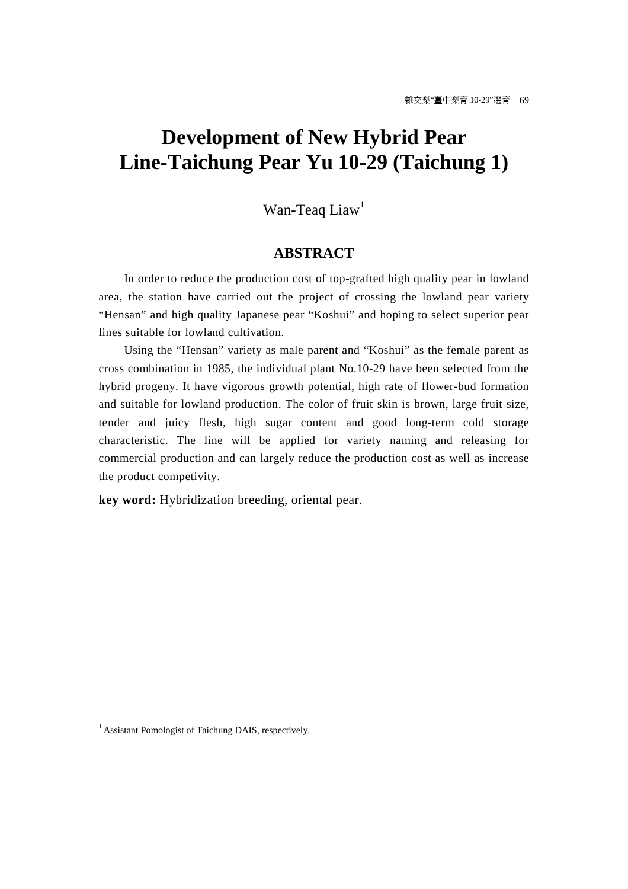# Development of New Hybrid Pear Line-Taichung Pear Yu 10-29 (Taichung 1)

Wan-Teaq Liaw[1]

## ABSTRACT

In order to reduce the production cost of top-grafted high quality pear in lowland area, the station have carried out the project of crossing the lowland pear variety "Hensan" and high quality Japanese pear "Koshui" and hoping to select superior pear lines suitable for lowland cultivation.

Using the "Hensan" variety as male parent and "Koshui" as the female parent as cross combination in 1985, the individual plant No.10-29 have been selected from the hybrid progeny. It have vigorous growth potential, high rate of flower-bud formation and suitable for lowland production. The color of fruit skin is brown, large fruit size, tender and juicy flesh, high sugar content and good long-term cold storage characteristic. The line will be applied for variety naming and releasing for commercial production and can largely reduce the production cost as well as increase the product competivity.

**key word:** Hybridization breeding, oriental pear.

---

[1] Assistant Pomologist of Taichung DAIS, respectively.